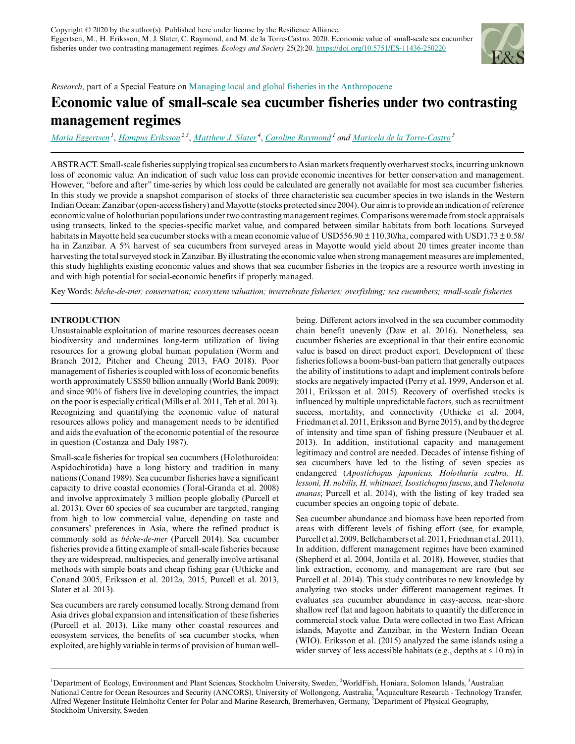Copyright © 2020 by the author(s). Published here under license by the Resilience Alliance.
Eggertsen, M., H. Eriksson, M. J. Slater, C. Raymond, and M. de la Torre-Castro. 2020. Economic value of small-scale sea cucumber fisheries under two contrasting management regimes. *Ecology and Society* 25(2):20. https://doi.org/10.5751/ES-11436-250220

*Research*, part of a Special Feature on Managing local and global fisheries in the Anthropocene

# Economic value of small-scale sea cucumber fisheries under two contrasting management regimes

*Maria Eggertsen*[1], *Hampus Eriksson*[2,3], *Matthew J. Slater*[4], *Caroline Raymond*[1] and *Maricela de la Torre-Castro*[5]

ABSTRACT. Small-scale fisheries supplying tropical sea cucumbers to Asian markets frequently overharvest stocks, incurring unknown loss of economic value. An indication of such value loss can provide economic incentives for better conservation and management. However, "before and after" time-series by which loss could be calculated are generally not available for most sea cucumber fisheries. In this study we provide a snapshot comparison of stocks of three characteristic sea cucumber species in two islands in the Western Indian Ocean: Zanzibar (open-access fishery) and Mayotte (stocks protected since 2004). Our aim is to provide an indication of reference economic value of holothurian populations under two contrasting management regimes. Comparisons were made from stock appraisals using transects, linked to the species-specific market value, and compared between similar habitats from both locations. Surveyed habitats in Mayotte held sea cucumber stocks with a mean economic value of USD556.90 ± 110.30/ha, compared with USD1.73 ± 0.58/ha in Zanzibar. A 5% harvest of sea cucumbers from surveyed areas in Mayotte would yield about 20 times greater income than harvesting the total surveyed stock in Zanzibar. By illustrating the economic value when strong management measures are implemented, this study highlights existing economic values and shows that sea cucumber fisheries in the tropics are a resource worth investing in and with high potential for social-economic benefits if properly managed.

Key Words: *bêche-de-mer; conservation; ecosystem valuation; invertebrate fisheries; overfishing; sea cucumbers; small-scale fisheries*

## INTRODUCTION

Unsustainable exploitation of marine resources decreases ocean biodiversity and undermines long-term utilization of living resources for a growing global human population (Worm and Branch 2012, Pitcher and Cheung 2013, FAO 2018). Poor management of fisheries is coupled with loss of economic benefits worth approximately US$50 billion annually (World Bank 2009); and since 90% of fishers live in developing countries, the impact on the poor is especially critical (Mills et al. 2011, Teh et al. 2013). Recognizing and quantifying the economic value of natural resources allows policy and management needs to be identified and aids the evaluation of the economic potential of the resource in question (Costanza and Daly 1987).

Small-scale fisheries for tropical sea cucumbers (Holothuroidea: Aspidochirotida) have a long history and tradition in many nations (Conand 1989). Sea cucumber fisheries have a significant capacity to drive coastal economies (Toral-Granda et al. 2008) and involve approximately 3 million people globally (Purcell et al. 2013). Over 60 species of sea cucumber are targeted, ranging from high to low commercial value, depending on taste and consumers' preferences in Asia, where the refined product is commonly sold as *bêche-de-mer* (Purcell 2014). Sea cucumber fisheries provide a fitting example of small-scale fisheries because they are widespread, multispecies, and generally involve artisanal methods with simple boats and cheap fishing gear (Uthicke and Conand 2005, Eriksson et al. 2012*a*, 2015, Purcell et al. 2013, Slater et al. 2013).

Sea cucumbers are rarely consumed locally. Strong demand from Asia drives global expansion and intensification of these fisheries (Purcell et al. 2013). Like many other coastal resources and ecosystem services, the benefits of sea cucumber stocks, when exploited, are highly variable in terms of provision of human well-being. Different actors involved in the sea cucumber commodity chain benefit unevenly (Daw et al. 2016). Nonetheless, sea cucumber fisheries are exceptional in that their entire economic value is based on direct product export. Development of these fisheries follows a boom-bust-ban pattern that generally outpaces the ability of institutions to adapt and implement controls before stocks are negatively impacted (Perry et al. 1999, Anderson et al. 2011, Eriksson et al. 2015). Recovery of overfished stocks is influenced by multiple unpredictable factors, such as recruitment success, mortality, and connectivity (Uthicke et al. 2004, Friedman et al. 2011, Eriksson and Byrne 2015), and by the degree of intensity and time span of fishing pressure (Neubauer et al. 2013). In addition, institutional capacity and management legitimacy and control are needed. Decades of intense fishing of sea cucumbers have led to the listing of seven species as endangered (*Apostichopus japonicus, Holothuria scabra, H. lessoni, H. nobilis, H. whitmaei, Isostichopus fuscus*, and *Thelenota ananas*; Purcell et al. 2014), with the listing of key traded sea cucumber species an ongoing topic of debate.

Sea cucumber abundance and biomass have been reported from areas with different levels of fishing effort (see, for example, Purcell et al. 2009, Bellchambers et al. 2011, Friedman et al. 2011). In addition, different management regimes have been examined (Shepherd et al. 2004, Jontila et al. 2018). However, studies that link extraction, economy, and management are rare (but see Purcell et al. 2014). This study contributes to new knowledge by analyzing two stocks under different management regimes. It evaluates sea cucumber abundance in easy-access, near-shore shallow reef flat and lagoon habitats to quantify the difference in commercial stock value. Data were collected in two East African islands, Mayotte and Zanzibar, in the Western Indian Ocean (WIO). Eriksson et al. (2015) analyzed the same islands using a wider survey of less accessible habitats (e.g., depths at ≤ 10 m) in

[1]Department of Ecology, Environment and Plant Sciences, Stockholm University, Sweden, [2]WorldFish, Honiara, Solomon Islands, [3]Australian National Centre for Ocean Resources and Security (ANCORS), University of Wollongong, Australia, [4]Aquaculture Research - Technology Transfer, Alfred Wegener Institute Helmholtz Center for Polar and Marine Research, Bremerhaven, Germany, [5]Department of Physical Geography, Stockholm University, Sweden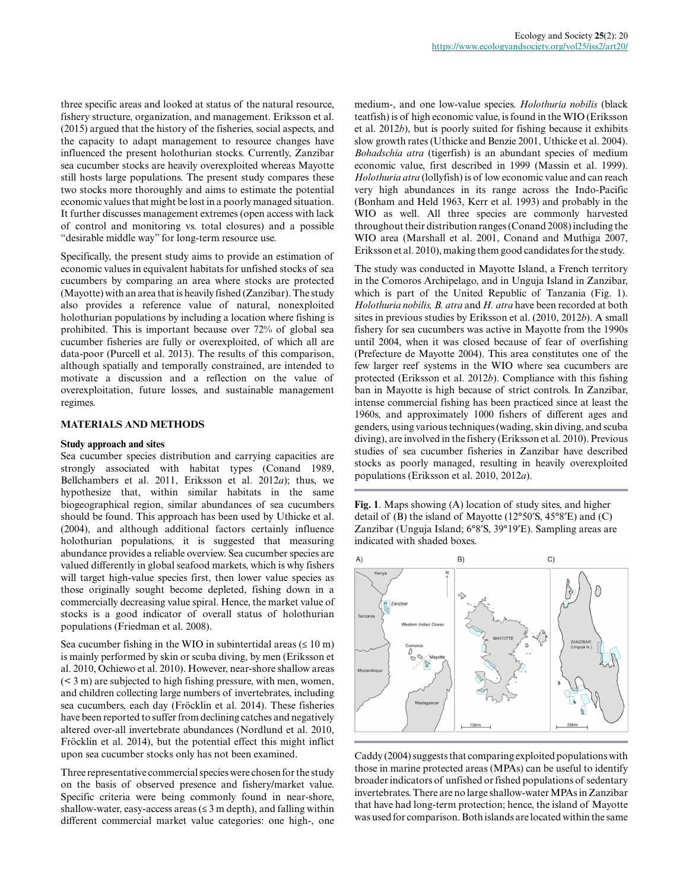three specific areas and looked at status of the natural resource, fishery structure, organization, and management. Eriksson et al. (2015) argued that the history of the fisheries, social aspects, and the capacity to adapt management to resource changes have influenced the present holothurian stocks. Currently, Zanzibar sea cucumber stocks are heavily overexploited whereas Mayotte still hosts large populations. The present study compares these two stocks more thoroughly and aims to estimate the potential economic values that might be lost in a poorly managed situation. It further discusses management extremes (open access with lack of control and monitoring vs. total closures) and a possible "desirable middle way" for long-term resource use.

Specifically, the present study aims to provide an estimation of economic values in equivalent habitats for unfished stocks of sea cucumbers by comparing an area where stocks are protected (Mayotte) with an area that is heavily fished (Zanzibar). The study also provides a reference value of natural, nonexploited holothurian populations by including a location where fishing is prohibited. This is important because over 72% of global sea cucumber fisheries are fully or overexploited, of which all are data-poor (Purcell et al. 2013). The results of this comparison, although spatially and temporally constrained, are intended to motivate a discussion and a reflection on the value of overexploitation, future losses, and sustainable management regimes.

## MATERIALS AND METHODS

### Study approach and sites

Sea cucumber species distribution and carrying capacities are strongly associated with habitat types (Conand 1989, Bellchambers et al. 2011, Eriksson et al. 2012*a*); thus, we hypothesize that, within similar habitats in the same biogeographical region, similar abundances of sea cucumbers should be found. This approach has been used by Uthicke et al. (2004), and although additional factors certainly influence holothurian populations, it is suggested that measuring abundance provides a reliable overview. Sea cucumber species are valued differently in global seafood markets, which is why fishers will target high-value species first, then lower value species as those originally sought become depleted, fishing down in a commercially decreasing value spiral. Hence, the market value of stocks is a good indicator of overall status of holothurian populations (Friedman et al. 2008).

Sea cucumber fishing in the WIO in subintertidal areas (≤ 10 m) is mainly performed by skin or scuba diving, by men (Eriksson et al. 2010, Ochiewo et al. 2010). However, near-shore shallow areas (< 3 m) are subjected to high fishing pressure, with men, women, and children collecting large numbers of invertebrates, including sea cucumbers, each day (Fröcklin et al. 2014). These fisheries have been reported to suffer from declining catches and negatively altered over-all invertebrate abundances (Nordlund et al. 2010, Fröcklin et al. 2014), but the potential effect this might inflict upon sea cucumber stocks only has not been examined.

Three representative commercial species were chosen for the study on the basis of observed presence and fishery/market value. Specific criteria were being commonly found in near-shore, shallow-water, easy-access areas (≤ 3 m depth), and falling within different commercial market value categories: one high-, one medium-, and one low-value species. *Holothuria nobilis* (black teatfish) is of high economic value, is found in the WIO (Eriksson et al. 2012*b*), but is poorly suited for fishing because it exhibits slow growth rates (Uthicke and Benzie 2001, Uthicke et al. 2004). *Bohadschia atra* (tigerfish) is an abundant species of medium economic value, first described in 1999 (Massin et al. 1999). *Holothuria atra* (lollyfish) is of low economic value and can reach very high abundances in its range across the Indo-Pacific (Bonham and Held 1963, Kerr et al. 1993) and probably in the WIO as well. All three species are commonly harvested throughout their distribution ranges (Conand 2008) including the WIO area (Marshall et al. 2001, Conand and Muthiga 2007, Eriksson et al. 2010), making them good candidates for the study.

The study was conducted in Mayotte Island, a French territory in the Comoros Archipelago, and in Unguja Island in Zanzibar, which is part of the United Republic of Tanzania (Fig. 1). *Holothuria nobilis, B. atra* and *H. atra* have been recorded at both sites in previous studies by Eriksson et al. (2010, 2012*b*). A small fishery for sea cucumbers was active in Mayotte from the 1990s until 2004, when it was closed because of fear of overfishing (Prefecture de Mayotte 2004). This area constitutes one of the few larger reef systems in the WIO where sea cucumbers are protected (Eriksson et al. 2012*b*). Compliance with this fishing ban in Mayotte is high because of strict controls. In Zanzibar, intense commercial fishing has been practiced since at least the 1960s, and approximately 1000 fishers of different ages and genders, using various techniques (wading, skin diving, and scuba diving), are involved in the fishery (Eriksson et al. 2010). Previous studies of sea cucumber fisheries in Zanzibar have described stocks as poorly managed, resulting in heavily overexploited populations (Eriksson et al. 2010, 2012*a*).

**Fig. 1**. Maps showing (A) location of study sites, and higher detail of (B) the island of Mayotte (12°50′S, 45°8′E) and (C) Zanzibar (Unguja Island; 6°8′S, 39°19′E). Sampling areas are indicated with shaded boxes.

Caddy (2004) suggests that comparing exploited populations with those in marine protected areas (MPAs) can be useful to identify broader indicators of unfished or fished populations of sedentary invertebrates. There are no large shallow-water MPAs in Zanzibar that have had long-term protection; hence, the island of Mayotte was used for comparison. Both islands are located within the same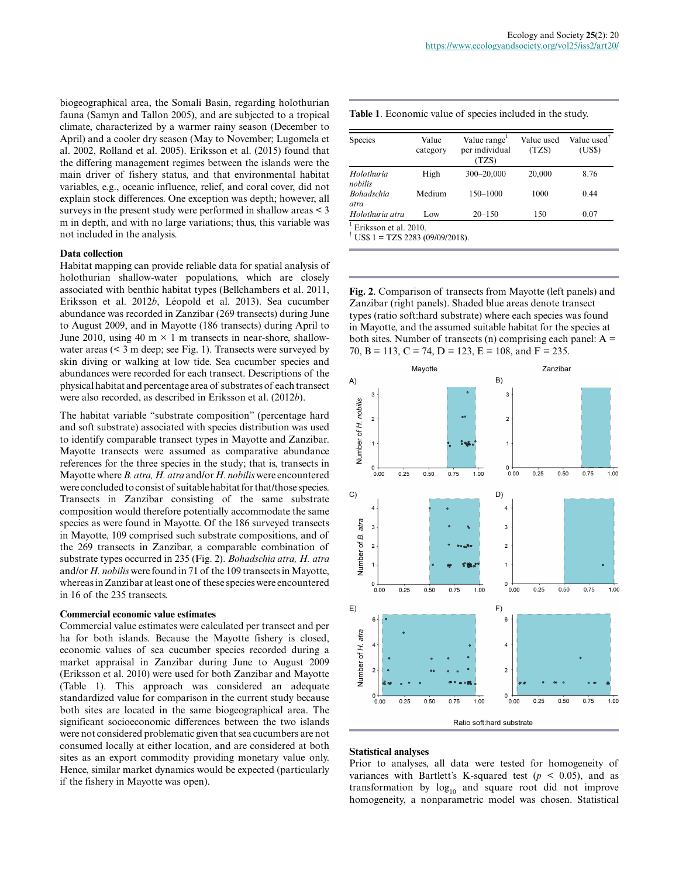biogeographical area, the Somali Basin, regarding holothurian fauna (Samyn and Tallon 2005), and are subjected to a tropical climate, characterized by a warmer rainy season (December to April) and a cooler dry season (May to November; Lugomela et al. 2002, Rolland et al. 2005). Eriksson et al. (2015) found that the differing management regimes between the islands were the main driver of fishery status, and that environmental habitat variables, e.g., oceanic influence, relief, and coral cover, did not explain stock differences. One exception was depth; however, all surveys in the present study were performed in shallow areas < 3 m in depth, and with no large variations; thus, this variable was not included in the analysis.

### Data collection

Habitat mapping can provide reliable data for spatial analysis of holothurian shallow-water populations, which are closely associated with benthic habitat types (Bellchambers et al. 2011, Eriksson et al. 2012*b*, Léopold et al. 2013). Sea cucumber abundance was recorded in Zanzibar (269 transects) during June to August 2009, and in Mayotte (186 transects) during April to June 2010, using 40 m × 1 m transects in near-shore, shallow-water areas (< 3 m deep; see Fig. 1). Transects were surveyed by skin diving or walking at low tide. Sea cucumber species and abundances were recorded for each transect. Descriptions of the physical habitat and percentage area of substrates of each transect were also recorded, as described in Eriksson et al. (2012*b*).

The habitat variable "substrate composition" (percentage hard and soft substrate) associated with species distribution was used to identify comparable transect types in Mayotte and Zanzibar. Mayotte transects were assumed as comparative abundance references for the three species in the study; that is, transects in Mayotte where *B. atra, H. atra* and/or *H. nobilis* were encountered were concluded to consist of suitable habitat for that/those species. Transects in Zanzibar consisting of the same substrate composition would therefore potentially accommodate the same species as were found in Mayotte. Of the 186 surveyed transects in Mayotte, 109 comprised such substrate compositions, and of the 269 transects in Zanzibar, a comparable combination of substrate types occurred in 235 (Fig. 2). *Bohadschia atra, H. atra* and/or *H. nobilis* were found in 71 of the 109 transects in Mayotte, whereas in Zanzibar at least one of these species were encountered in 16 of the 235 transects.

### Commercial economic value estimates

Commercial value estimates were calculated per transect and per ha for both islands. Because the Mayotte fishery is closed, economic values of sea cucumber species recorded during a market appraisal in Zanzibar during June to August 2009 (Eriksson et al. 2010) were used for both Zanzibar and Mayotte (Table 1). This approach was considered an adequate standardized value for comparison in the current study because both sites are located in the same biogeographical area. The significant socioeconomic differences between the two islands were not considered problematic given that sea cucumbers are not consumed locally at either location, and are considered at both sites as an export commodity providing monetary value only. Hence, similar market dynamics would be expected (particularly if the fishery in Mayotte was open).

**Table 1**. Economic value of species included in the study.

| Species | Value category | Value range[1] per individual (TZS) | Value used (TZS) | Value used[†] (US$) |
|---|---|---|---|---|
| *Holothuria nobilis* | High | 300–20,000 | 20,000 | 8.76 |
| *Bohadschia atra* | Medium | 150–1000 | 1000 | 0.44 |
| *Holothuria atra* | Low | 20–150 | 150 | 0.07 |

[1] Eriksson et al. 2010.
[†] US$ 1 = TZS 2283 (09/09/2018).

**Fig. 2**. Comparison of transects from Mayotte (left panels) and Zanzibar (right panels). Shaded blue areas denote transect types (ratio soft:hard substrate) where each species was found in Mayotte, and the assumed suitable habitat for the species at both sites. Number of transects (n) comprising each panel: A = 70, B = 113, C = 74, D = 123, E = 108, and F = 235.

### Statistical analyses

Prior to analyses, all data were tested for homogeneity of variances with Bartlett's K-squared test ($p < 0.05$), and as transformation by $\log_{10}$ and square root did not improve homogeneity, a nonparametric model was chosen. Statistical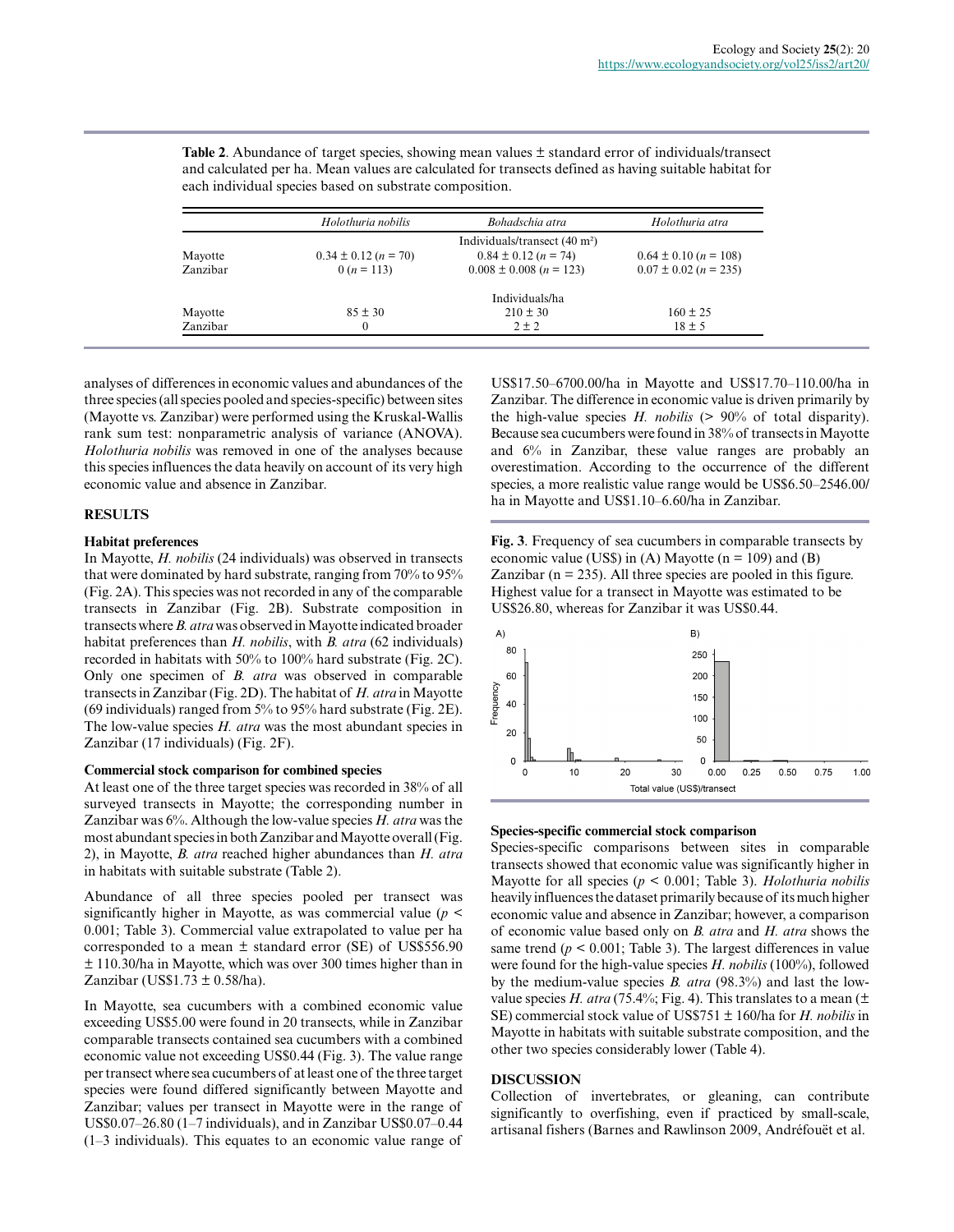**Table 2**. Abundance of target species, showing mean values ± standard error of individuals/transect and calculated per ha. Mean values are calculated for transects defined as having suitable habitat for each individual species based on substrate composition.

| | *Holothuria nobilis* | *Bohadschia atra* | *Holothuria atra* |
|---|---|---|---|
| | | Individuals/transect (40 m²) | |
| Mayotte | 0.34 ± 0.12 (*n* = 70) | 0.84 ± 0.12 (*n* = 74) | 0.64 ± 0.10 (*n* = 108) |
| Zanzibar | 0 (*n* = 113) | 0.008 ± 0.008 (*n* = 123) | 0.07 ± 0.02 (*n* = 235) |
| | | Individuals/ha | |
| Mayotte | 85 ± 30 | 210 ± 30 | 160 ± 25 |
| Zanzibar | 0 | 2 ± 2 | 18 ± 5 |

analyses of differences in economic values and abundances of the three species (all species pooled and species-specific) between sites (Mayotte vs. Zanzibar) were performed using the Kruskal-Wallis rank sum test: nonparametric analysis of variance (ANOVA). *Holothuria nobilis* was removed in one of the analyses because this species influences the data heavily on account of its very high economic value and absence in Zanzibar.

## RESULTS

### Habitat preferences

In Mayotte, *H. nobilis* (24 individuals) was observed in transects that were dominated by hard substrate, ranging from 70% to 95% (Fig. 2A). This species was not recorded in any of the comparable transects in Zanzibar (Fig. 2B). Substrate composition in transects where *B. atra* was observed in Mayotte indicated broader habitat preferences than *H. nobilis*, with *B. atra* (62 individuals) recorded in habitats with 50% to 100% hard substrate (Fig. 2C). Only one specimen of *B. atra* was observed in comparable transects in Zanzibar (Fig. 2D). The habitat of *H. atra* in Mayotte (69 individuals) ranged from 5% to 95% hard substrate (Fig. 2E). The low-value species *H. atra* was the most abundant species in Zanzibar (17 individuals) (Fig. 2F).

### Commercial stock comparison for combined species

At least one of the three target species was recorded in 38% of all surveyed transects in Mayotte; the corresponding number in Zanzibar was 6%. Although the low-value species *H. atra* was the most abundant species in both Zanzibar and Mayotte overall (Fig. 2), in Mayotte, *B. atra* reached higher abundances than *H. atra* in habitats with suitable substrate (Table 2).

Abundance of all three species pooled per transect was significantly higher in Mayotte, as was commercial value ($p < 0.001$; Table 3). Commercial value extrapolated to value per ha corresponded to a mean ± standard error (SE) of US$556.90 ± 110.30/ha in Mayotte, which was over 300 times higher than in Zanzibar (US$1.73 ± 0.58/ha).

In Mayotte, sea cucumbers with a combined economic value exceeding US$5.00 were found in 20 transects, while in Zanzibar comparable transects contained sea cucumbers with a combined economic value not exceeding US$0.44 (Fig. 3). The value range per transect where sea cucumbers of at least one of the three target species were found differed significantly between Mayotte and Zanzibar; values per transect in Mayotte were in the range of US$0.07–26.80 (1–7 individuals), and in Zanzibar US$0.07–0.44 (1–3 individuals). This equates to an economic value range of US$17.50–6700.00/ha in Mayotte and US$17.70–110.00/ha in Zanzibar. The difference in economic value is driven primarily by the high-value species *H. nobilis* (> 90% of total disparity). Because sea cucumbers were found in 38% of transects in Mayotte and 6% in Zanzibar, these value ranges are probably an overestimation. According to the occurrence of the different species, a more realistic value range would be US$6.50–2546.00/ha in Mayotte and US$1.10–6.60/ha in Zanzibar.

**Fig. 3**. Frequency of sea cucumbers in comparable transects by economic value (US$) in (A) Mayotte (n = 109) and (B) Zanzibar (n = 235). All three species are pooled in this figure. Highest value for a transect in Mayotte was estimated to be US$26.80, whereas for Zanzibar it was US$0.44.

### Species-specific commercial stock comparison

Species-specific comparisons between sites in comparable transects showed that economic value was significantly higher in Mayotte for all species ($p < 0.001$; Table 3). *Holothuria nobilis* heavily influences the dataset primarily because of its much higher economic value and absence in Zanzibar; however, a comparison of economic value based only on *B. atra* and *H. atra* shows the same trend ($p < 0.001$; Table 3). The largest differences in value were found for the high-value species *H. nobilis* (100%), followed by the medium-value species *B. atra* (98.3%) and last the low-value species *H. atra* (75.4%; Fig. 4). This translates to a mean (± SE) commercial stock value of US$751 ± 160/ha for *H. nobilis* in Mayotte in habitats with suitable substrate composition, and the other two species considerably lower (Table 4).

## DISCUSSION

Collection of invertebrates, or gleaning, can contribute significantly to overfishing, even if practiced by small-scale, artisanal fishers (Barnes and Rawlinson 2009, Andréfouët et al.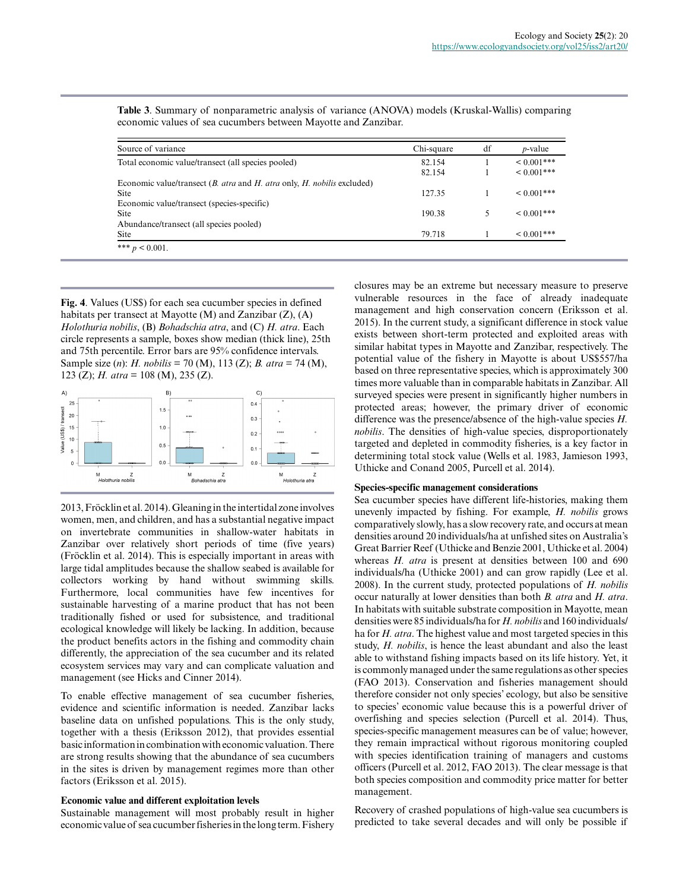**Table 3**. Summary of nonparametric analysis of variance (ANOVA) models (Kruskal-Wallis) comparing economic values of sea cucumbers between Mayotte and Zanzibar.

| Source of variance | Chi-square | df | *p*-value |
|---|---|---|---|
| Total economic value/transect (all species pooled) | 82.154 | 1 | < 0.001*** |
| | 82.154 | 1 | < 0.001*** |
| Economic value/transect (*B. atra* and *H. atra* only, *H. nobilis* excluded) | | | |
| Site | 127.35 | 1 | < 0.001*** |
| Economic value/transect (species-specific) | | | |
| Site | 190.38 | 5 | < 0.001*** |
| Abundance/transect (all species pooled) | | | |
| Site | 79.718 | 1 | < 0.001*** |

*** $p < 0.001$.

**Fig. 4**. Values (US$) for each sea cucumber species in defined habitats per transect at Mayotte (M) and Zanzibar (Z), (A) *Holothuria nobilis*, (B) *Bohadschia atra*, and (C) *H. atra*. Each circle represents a sample, boxes show median (thick line), 25th and 75th percentile. Error bars are 95% confidence intervals. Sample size (*n*): *H. nobilis* = 70 (M), 113 (Z); *B. atra* = 74 (M), 123 (Z); *H. atra* = 108 (M), 235 (Z).

2013, Fröcklin et al. 2014). Gleaning in the intertidal zone involves women, men, and children, and has a substantial negative impact on invertebrate communities in shallow-water habitats in Zanzibar over relatively short periods of time (five years) (Fröcklin et al. 2014). This is especially important in areas with large tidal amplitudes because the shallow seabed is available for collectors working by hand without swimming skills. Furthermore, local communities have few incentives for sustainable harvesting of a marine product that has not been traditionally fished or used for subsistence, and traditional ecological knowledge will likely be lacking. In addition, because the product benefits actors in the fishing and commodity chain differently, the appreciation of the sea cucumber and its related ecosystem services may vary and can complicate valuation and management (see Hicks and Cinner 2014).

To enable effective management of sea cucumber fisheries, evidence and scientific information is needed. Zanzibar lacks baseline data on unfished populations. This is the only study, together with a thesis (Eriksson 2012), that provides essential basic information in combination with economic valuation. There are strong results showing that the abundance of sea cucumbers in the sites is driven by management regimes more than other factors (Eriksson et al. 2015).

### Economic value and different exploitation levels

Sustainable management will most probably result in higher economic value of sea cucumber fisheries in the long term. Fishery closures may be an extreme but necessary measure to preserve vulnerable resources in the face of already inadequate management and high conservation concern (Eriksson et al. 2015). In the current study, a significant difference in stock value exists between short-term protected and exploited areas with similar habitat types in Mayotte and Zanzibar, respectively. The potential value of the fishery in Mayotte is about US$557/ha based on three representative species, which is approximately 300 times more valuable than in comparable habitats in Zanzibar. All surveyed species were present in significantly higher numbers in protected areas; however, the primary driver of economic difference was the presence/absence of the high-value species *H. nobilis*. The densities of high-value species, disproportionately targeted and depleted in commodity fisheries, is a key factor in determining total stock value (Wells et al. 1983, Jamieson 1993, Uthicke and Conand 2005, Purcell et al. 2014).

### Species-specific management considerations

Sea cucumber species have different life-histories, making them unevenly impacted by fishing. For example, *H. nobilis* grows comparatively slowly, has a slow recovery rate, and occurs at mean densities around 20 individuals/ha at unfished sites on Australia's Great Barrier Reef (Uthicke and Benzie 2001, Uthicke et al. 2004) whereas *H. atra* is present at densities between 100 and 690 individuals/ha (Uthicke 2001) and can grow rapidly (Lee et al. 2008). In the current study, protected populations of *H. nobilis* occur naturally at lower densities than both *B. atra* and *H. atra*. In habitats with suitable substrate composition in Mayotte, mean densities were 85 individuals/ha for *H. nobilis* and 160 individuals/ha for *H. atra*. The highest value and most targeted species in this study, *H. nobilis*, is hence the least abundant and also the least able to withstand fishing impacts based on its life history. Yet, it is commonly managed under the same regulations as other species (FAO 2013). Conservation and fisheries management should therefore consider not only species' ecology, but also be sensitive to species' economic value because this is a powerful driver of overfishing and species selection (Purcell et al. 2014). Thus, species-specific management measures can be of value; however, they remain impractical without rigorous monitoring coupled with species identification training of managers and customs officers (Purcell et al. 2012, FAO 2013). The clear message is that both species composition and commodity price matter for better management.

Recovery of crashed populations of high-value sea cucumbers is predicted to take several decades and will only be possible if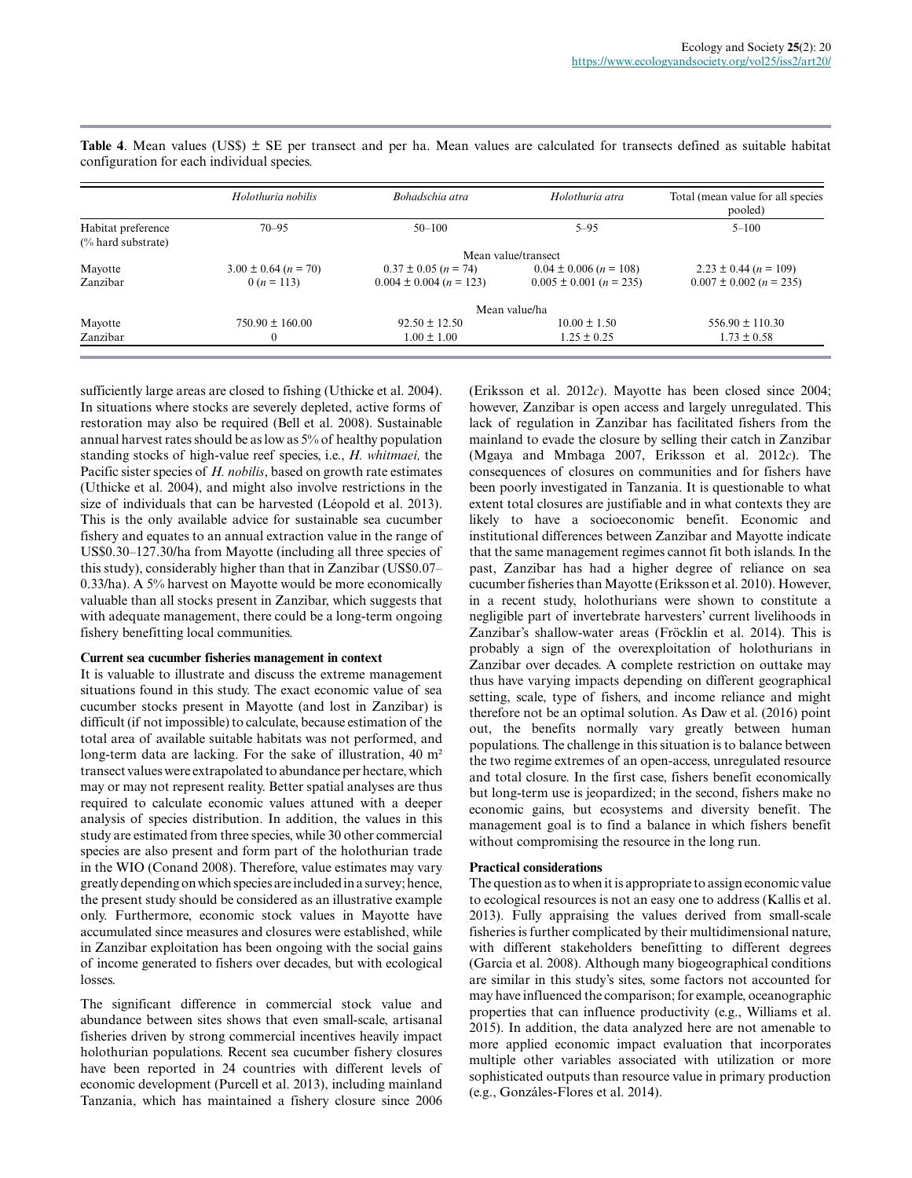**Table 4**. Mean values (US$) ± SE per transect and per ha. Mean values are calculated for transects defined as suitable habitat configuration for each individual species.

| | *Holothuria nobilis* | *Bohadschia atra* | *Holothuria atra* | Total (mean value for all species pooled) |
|---|---|---|---|---|
| Habitat preference (% hard substrate) | 70–95 | 50–100 | 5–95 | 5–100 |
| | | Mean value/transect | | |
| Mayotte | 3.00 ± 0.64 ($n$ = 70) | 0.37 ± 0.05 ($n$ = 74) | 0.04 ± 0.006 ($n$ = 108) | 2.23 ± 0.44 ($n$ = 109) |
| Zanzibar | 0 ($n$ = 113) | 0.004 ± 0.004 ($n$ = 123) | 0.005 ± 0.001 ($n$ = 235) | 0.007 ± 0.002 ($n$ = 235) |
| | | Mean value/ha | | |
| Mayotte | 750.90 ± 160.00 | 92.50 ± 12.50 | 10.00 ± 1.50 | 556.90 ± 110.30 |
| Zanzibar | 0 | 1.00 ± 1.00 | 1.25 ± 0.25 | 1.73 ± 0.58 |

sufficiently large areas are closed to fishing (Uthicke et al. 2004). In situations where stocks are severely depleted, active forms of restoration may also be required (Bell et al. 2008). Sustainable annual harvest rates should be as low as 5% of healthy population standing stocks of high-value reef species, i.e., *H. whitmaei,* the Pacific sister species of *H. nobilis*, based on growth rate estimates (Uthicke et al. 2004), and might also involve restrictions in the size of individuals that can be harvested (Léopold et al. 2013). This is the only available advice for sustainable sea cucumber fishery and equates to an annual extraction value in the range of US$0.30–127.30/ha from Mayotte (including all three species of this study), considerably higher than that in Zanzibar (US$0.07–0.33/ha). A 5% harvest on Mayotte would be more economically valuable than all stocks present in Zanzibar, which suggests that with adequate management, there could be a long-term ongoing fishery benefitting local communities.

**Current sea cucumber fisheries management in context**

It is valuable to illustrate and discuss the extreme management situations found in this study. The exact economic value of sea cucumber stocks present in Mayotte (and lost in Zanzibar) is difficult (if not impossible) to calculate, because estimation of the total area of available suitable habitats was not performed, and long-term data are lacking. For the sake of illustration, 40 m² transect values were extrapolated to abundance per hectare, which may or may not represent reality. Better spatial analyses are thus required to calculate economic values attuned with a deeper analysis of species distribution. In addition, the values in this study are estimated from three species, while 30 other commercial species are also present and form part of the holothurian trade in the WIO (Conand 2008). Therefore, value estimates may vary greatly depending on which species are included in a survey; hence, the present study should be considered as an illustrative example only. Furthermore, economic stock values in Mayotte have accumulated since measures and closures were established, while in Zanzibar exploitation has been ongoing with the social gains of income generated to fishers over decades, but with ecological losses.

The significant difference in commercial stock value and abundance between sites shows that even small-scale, artisanal fisheries driven by strong commercial incentives heavily impact holothurian populations. Recent sea cucumber fishery closures have been reported in 24 countries with different levels of economic development (Purcell et al. 2013), including mainland Tanzania, which has maintained a fishery closure since 2006 (Eriksson et al. 2012*c*). Mayotte has been closed since 2004; however, Zanzibar is open access and largely unregulated. This lack of regulation in Zanzibar has facilitated fishers from the mainland to evade the closure by selling their catch in Zanzibar (Mgaya and Mmbaga 2007, Eriksson et al. 2012*c*). The consequences of closures on communities and for fishers have been poorly investigated in Tanzania. It is questionable to what extent total closures are justifiable and in what contexts they are likely to have a socioeconomic benefit. Economic and institutional differences between Zanzibar and Mayotte indicate that the same management regimes cannot fit both islands. In the past, Zanzibar has had a higher degree of reliance on sea cucumber fisheries than Mayotte (Eriksson et al. 2010). However, in a recent study, holothurians were shown to constitute a negligible part of invertebrate harvesters' current livelihoods in Zanzibar's shallow-water areas (Fröcklin et al. 2014). This is probably a sign of the overexploitation of holothurians in Zanzibar over decades. A complete restriction on outtake may thus have varying impacts depending on different geographical setting, scale, type of fishers, and income reliance and might therefore not be an optimal solution. As Daw et al. (2016) point out, the benefits normally vary greatly between human populations. The challenge in this situation is to balance between the two regime extremes of an open-access, unregulated resource and total closure. In the first case, fishers benefit economically but long-term use is jeopardized; in the second, fishers make no economic gains, but ecosystems and diversity benefit. The management goal is to find a balance in which fishers benefit without compromising the resource in the long run.

**Practical considerations**

The question as to when it is appropriate to assign economic value to ecological resources is not an easy one to address (Kallis et al. 2013). Fully appraising the values derived from small-scale fisheries is further complicated by their multidimensional nature, with different stakeholders benefitting to different degrees (Garcia et al. 2008). Although many biogeographical conditions are similar in this study's sites, some factors not accounted for may have influenced the comparison; for example, oceanographic properties that can influence productivity (e.g., Williams et al. 2015). In addition, the data analyzed here are not amenable to more applied economic impact evaluation that incorporates multiple other variables associated with utilization or more sophisticated outputs than resource value in primary production (e.g., Gonzáles-Flores et al. 2014).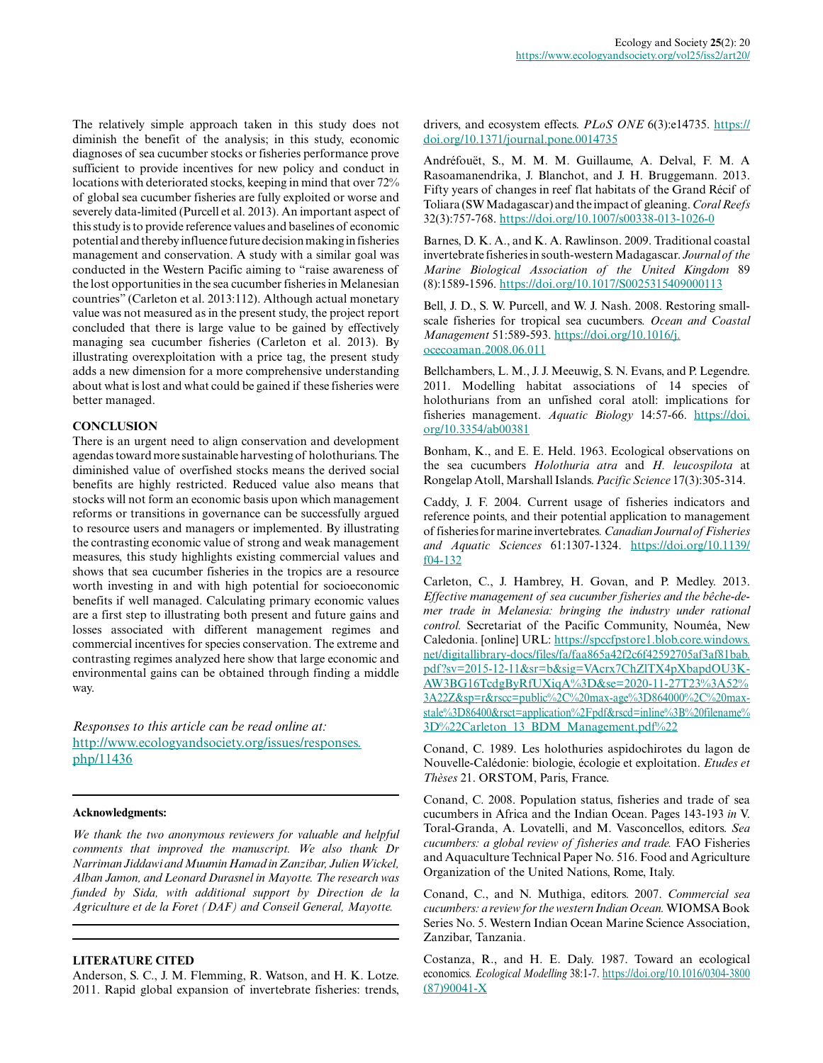The relatively simple approach taken in this study does not diminish the benefit of the analysis; in this study, economic diagnoses of sea cucumber stocks or fisheries performance prove sufficient to provide incentives for new policy and conduct in locations with deteriorated stocks, keeping in mind that over 72% of global sea cucumber fisheries are fully exploited or worse and severely data-limited (Purcell et al. 2013). An important aspect of this study is to provide reference values and baselines of economic potential and thereby influence future decision making in fisheries management and conservation. A study with a similar goal was conducted in the Western Pacific aiming to "raise awareness of the lost opportunities in the sea cucumber fisheries in Melanesian countries" (Carleton et al. 2013:112). Although actual monetary value was not measured as in the present study, the project report concluded that there is large value to be gained by effectively managing sea cucumber fisheries (Carleton et al. 2013). By illustrating overexploitation with a price tag, the present study adds a new dimension for a more comprehensive understanding about what is lost and what could be gained if these fisheries were better managed.

## CONCLUSION

There is an urgent need to align conservation and development agendas toward more sustainable harvesting of holothurians. The diminished value of overfished stocks means the derived social benefits are highly restricted. Reduced value also means that stocks will not form an economic basis upon which management reforms or transitions in governance can be successfully argued to resource users and managers or implemented. By illustrating the contrasting economic value of strong and weak management measures, this study highlights existing commercial values and shows that sea cucumber fisheries in the tropics are a resource worth investing in and with high potential for socioeconomic benefits if well managed. Calculating primary economic values are a first step to illustrating both present and future gains and losses associated with different management regimes and commercial incentives for species conservation. The extreme and contrasting regimes analyzed here show that large economic and environmental gains can be obtained through finding a middle way.

*Responses to this article can be read online at:*
http://www.ecologyandsociety.org/issues/responses.php/11436

---

**Acknowledgments:**

*We thank the two anonymous reviewers for valuable and helpful comments that improved the manuscript. We also thank Dr Narriman Jiddawi and Muumin Hamad in Zanzibar, Julien Wickel, Alban Jamon, and Leonard Durasnel in Mayotte. The research was funded by Sida, with additional support by Direction de la Agriculture et de la Foret (DAF) and Conseil General, Mayotte.*

---

## LITERATURE CITED

Anderson, S. C., J. M. Flemming, R. Watson, and H. K. Lotze. 2011. Rapid global expansion of invertebrate fisheries: trends, drivers, and ecosystem effects. *PLoS ONE* 6(3):e14735. https://doi.org/10.1371/journal.pone.0014735

Andréfouët, S., M. M. M. Guillaume, A. Delval, F. M. A Rasoamanendrika, J. Blanchot, and J. H. Bruggemann. 2013. Fifty years of changes in reef flat habitats of the Grand Récif of Toliara (SW Madagascar) and the impact of gleaning. *Coral Reefs* 32(3):757-768. https://doi.org/10.1007/s00338-013-1026-0

Barnes, D. K. A., and K. A. Rawlinson. 2009. Traditional coastal invertebrate fisheries in south-western Madagascar. *Journal of the Marine Biological Association of the United Kingdom* 89 (8):1589-1596. https://doi.org/10.1017/S0025315409000113

Bell, J. D., S. W. Purcell, and W. J. Nash. 2008. Restoring small-scale fisheries for tropical sea cucumbers. *Ocean and Coastal Management* 51:589-593. https://doi.org/10.1016/j.ocecoaman.2008.06.011

Bellchambers, L. M., J. J. Meeuwig, S. N. Evans, and P. Legendre. 2011. Modelling habitat associations of 14 species of holothurians from an unfished coral atoll: implications for fisheries management. *Aquatic Biology* 14:57-66. https://doi.org/10.3354/ab00381

Bonham, K., and E. E. Held. 1963. Ecological observations on the sea cucumbers *Holothuria atra* and *H. leucospilota* at Rongelap Atoll, Marshall Islands. *Pacific Science* 17(3):305-314.

Caddy, J. F. 2004. Current usage of fisheries indicators and reference points, and their potential application to management of fisheries for marine invertebrates. *Canadian Journal of Fisheries and Aquatic Sciences* 61:1307-1324. https://doi.org/10.1139/f04-132

Carleton, C., J. Hambrey, H. Govan, and P. Medley. 2013. *Effective management of sea cucumber fisheries and the bêche-de-mer trade in Melanesia: bringing the industry under rational control.* Secretariat of the Pacific Community, Nouméa, New Caledonia. [online] URL: https://spccfpstore1.blob.core.windows.net/digitallibrary-docs/files/fa/faa865a42f2c6f42592705af3af81bab.pdf?sv=2015-12-11&sr=b&sig=VAcrx7ChZlTX4pXbapdOU3K-AW3BG16TcdgByRfUXiqA%3D&se=2020-11-27T23%3A52%3A22Z&sp=r&rscc=public%2C%20max-age%3D864000%2C%20max-stale%3D86400&rsct=application%2Fpdf&rscd=inline%3B%20filename%3D%22Carleton_13_BDM_Management.pdf%22

Conand, C. 1989. Les holothuries aspidochirotes du lagon de Nouvelle-Calédonie: biologie, écologie et exploitation. *Etudes et Thèses* 21. ORSTOM, Paris, France.

Conand, C. 2008. Population status, fisheries and trade of sea cucumbers in Africa and the Indian Ocean. Pages 143-193 *in* V. Toral-Granda, A. Lovatelli, and M. Vasconcellos, editors. *Sea cucumbers: a global review of fisheries and trade.* FAO Fisheries and Aquaculture Technical Paper No. 516. Food and Agriculture Organization of the United Nations, Rome, Italy.

Conand, C., and N. Muthiga, editors. 2007. *Commercial sea cucumbers: a review for the western Indian Ocean.* WIOMSA Book Series No. 5. Western Indian Ocean Marine Science Association, Zanzibar, Tanzania.

Costanza, R., and H. E. Daly. 1987. Toward an ecological economics. *Ecological Modelling* 38:1-7. https://doi.org/10.1016/0304-3800(87)90041-X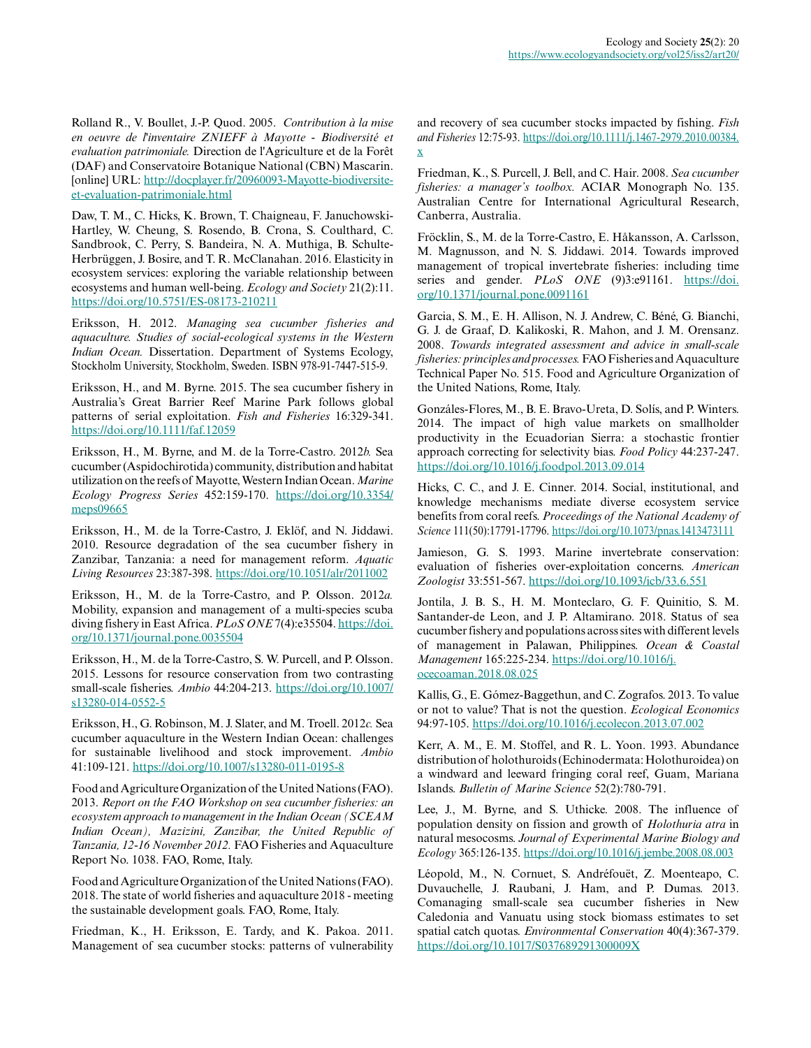Rolland R., V. Boullet, J.-P. Quod. 2005. *Contribution à la mise en oeuvre de l'inventaire ZNIEFF à Mayotte - Biodiversité et evaluation patrimoniale.* Direction de l'Agriculture et de la Forêt (DAF) and Conservatoire Botanique National (CBN) Mascarin. [online] URL: http://docplayer.fr/20960093-Mayotte-biodiversite-et-evaluation-patrimoniale.html

Daw, T. M., C. Hicks, K. Brown, T. Chaigneau, F. Januchowski-Hartley, W. Cheung, S. Rosendo, B. Crona, S. Coulthard, C. Sandbrook, C. Perry, S. Bandeira, N. A. Muthiga, B. Schulte-Herbrüggen, J. Bosire, and T. R. McClanahan. 2016. Elasticity in ecosystem services: exploring the variable relationship between ecosystems and human well-being. *Ecology and Society* 21(2):11. https://doi.org/10.5751/ES-08173-210211

Eriksson, H. 2012. *Managing sea cucumber fisheries and aquaculture. Studies of social-ecological systems in the Western Indian Ocean.* Dissertation. Department of Systems Ecology, Stockholm University, Stockholm, Sweden. ISBN 978-91-7447-515-9.

Eriksson, H., and M. Byrne. 2015. The sea cucumber fishery in Australia's Great Barrier Reef Marine Park follows global patterns of serial exploitation. *Fish and Fisheries* 16:329-341. https://doi.org/10.1111/faf.12059

Eriksson, H., M. Byrne, and M. de la Torre-Castro. 2012*b.* Sea cucumber (Aspidochirotida) community, distribution and habitat utilization on the reefs of Mayotte, Western Indian Ocean. *Marine Ecology Progress Series* 452:159-170. https://doi.org/10.3354/meps09665

Eriksson, H., M. de la Torre-Castro, J. Eklöf, and N. Jiddawi. 2010. Resource degradation of the sea cucumber fishery in Zanzibar, Tanzania: a need for management reform. *Aquatic Living Resources* 23:387-398. https://doi.org/10.1051/alr/2011002

Eriksson, H., M. de la Torre-Castro, and P. Olsson. 2012*a.* Mobility, expansion and management of a multi-species scuba diving fishery in East Africa. *PLoS ONE* 7(4):e35504. https://doi.org/10.1371/journal.pone.0035504

Eriksson, H., M. de la Torre-Castro, S. W. Purcell, and P. Olsson. 2015. Lessons for resource conservation from two contrasting small-scale fisheries. *Ambio* 44:204-213. https://doi.org/10.1007/s13280-014-0552-5

Eriksson, H., G. Robinson, M. J. Slater, and M. Troell. 2012*c.* Sea cucumber aquaculture in the Western Indian Ocean: challenges for sustainable livelihood and stock improvement. *Ambio* 41:109-121. https://doi.org/10.1007/s13280-011-0195-8

Food and Agriculture Organization of the United Nations (FAO). 2013. *Report on the FAO Workshop on sea cucumber fisheries: an ecosystem approach to management in the Indian Ocean (SCEAM Indian Ocean), Mazizini, Zanzibar, the United Republic of Tanzania, 12-16 November 2012.* FAO Fisheries and Aquaculture Report No. 1038. FAO, Rome, Italy.

Food and Agriculture Organization of the United Nations (FAO). 2018. The state of world fisheries and aquaculture 2018 - meeting the sustainable development goals. FAO, Rome, Italy.

Friedman, K., H. Eriksson, E. Tardy, and K. Pakoa. 2011. Management of sea cucumber stocks: patterns of vulnerability and recovery of sea cucumber stocks impacted by fishing. *Fish and Fisheries* 12:75-93. https://doi.org/10.1111/j.1467-2979.2010.00384.x

Friedman, K., S. Purcell, J. Bell, and C. Hair. 2008. *Sea cucumber fisheries: a manager's toolbox.* ACIAR Monograph No. 135. Australian Centre for International Agricultural Research, Canberra, Australia.

Fröcklin, S., M. de la Torre-Castro, E. Håkansson, A. Carlsson, M. Magnusson, and N. S. Jiddawi. 2014. Towards improved management of tropical invertebrate fisheries: including time series and gender. *PLoS ONE* (9)3:e91161. https://doi.org/10.1371/journal.pone.0091161

Garcia, S. M., E. H. Allison, N. J. Andrew, C. Béné, G. Bianchi, G. J. de Graaf, D. Kalikoski, R. Mahon, and J. M. Orensanz. 2008. *Towards integrated assessment and advice in small-scale fisheries: principles and processes.* FAO Fisheries and Aquaculture Technical Paper No. 515. Food and Agriculture Organization of the United Nations, Rome, Italy.

Gonzáles-Flores, M., B. E. Bravo-Ureta, D. Solís, and P. Winters. 2014. The impact of high value markets on smallholder productivity in the Ecuadorian Sierra: a stochastic frontier approach correcting for selectivity bias. *Food Policy* 44:237-247. https://doi.org/10.1016/j.foodpol.2013.09.014

Hicks, C. C., and J. E. Cinner. 2014. Social, institutional, and knowledge mechanisms mediate diverse ecosystem service benefits from coral reefs. *Proceedings of the National Academy of Science* 111(50):17791-17796. https://doi.org/10.1073/pnas.1413473111

Jamieson, G. S. 1993. Marine invertebrate conservation: evaluation of fisheries over-exploitation concerns. *American Zoologist* 33:551-567. https://doi.org/10.1093/icb/33.6.551

Jontila, J. B. S., H. M. Monteclaro, G. F. Quinitio, S. M. Santander-de Leon, and J. P. Altamirano. 2018. Status of sea cucumber fishery and populations across sites with different levels of management in Palawan, Philippines. *Ocean & Coastal Management* 165:225-234. https://doi.org/10.1016/j.ocecoaman.2018.08.025

Kallis, G., E. Gómez-Baggethun, and C. Zografos. 2013. To value or not to value? That is not the question. *Ecological Economics* 94:97-105. https://doi.org/10.1016/j.ecolecon.2013.07.002

Kerr, A. M., E. M. Stoffel, and R. L. Yoon. 1993. Abundance distribution of holothuroids (Echinodermata: Holothuroidea) on a windward and leeward fringing coral reef, Guam, Mariana Islands. *Bulletin of Marine Science* 52(2):780-791.

Lee, J., M. Byrne, and S. Uthicke. 2008. The influence of population density on fission and growth of *Holothuria atra* in natural mesocosms. *Journal of Experimental Marine Biology and Ecology* 365:126-135. https://doi.org/10.1016/j.jembe.2008.08.003

Léopold, M., N. Cornuet, S. Andréfouët, Z. Moenteapo, C. Duvauchelle, J. Raubani, J. Ham, and P. Dumas. 2013. Comanaging small-scale sea cucumber fisheries in New Caledonia and Vanuatu using stock biomass estimates to set spatial catch quotas. *Environmental Conservation* 40(4):367-379. https://doi.org/10.1017/S037689291300009X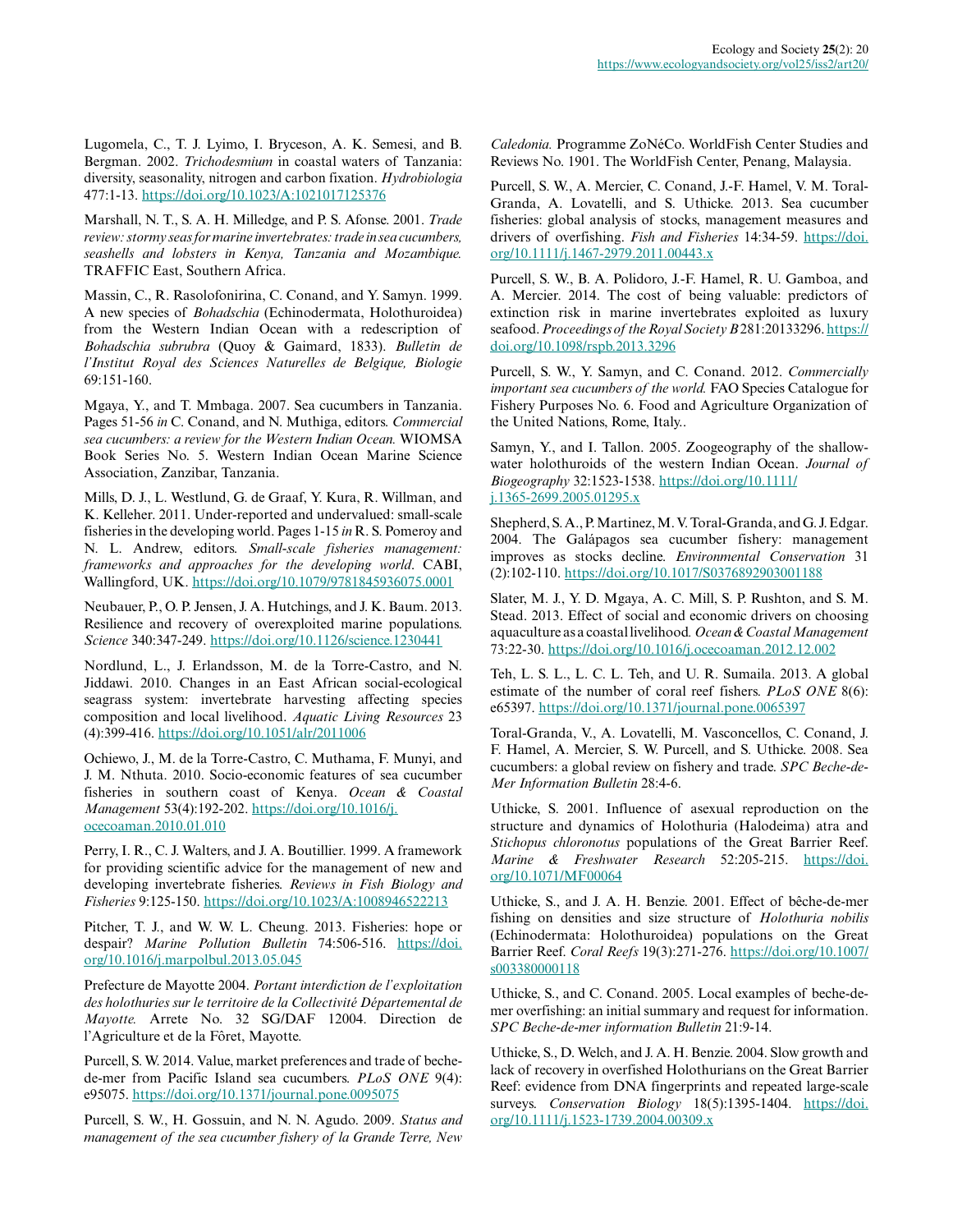Lugomela, C., T. J. Lyimo, I. Bryceson, A. K. Semesi, and B. Bergman. 2002. *Trichodesmium* in coastal waters of Tanzania: diversity, seasonality, nitrogen and carbon fixation. *Hydrobiologia* 477:1-13. https://doi.org/10.1023/A:1021017125376

Marshall, N. T., S. A. H. Milledge, and P. S. Afonse. 2001. *Trade review: stormy seas for marine invertebrates: trade in sea cucumbers, seashells and lobsters in Kenya, Tanzania and Mozambique.* TRAFFIC East, Southern Africa.

Massin, C., R. Rasolofonirina, C. Conand, and Y. Samyn. 1999. A new species of *Bohadschia* (Echinodermata, Holothuroidea) from the Western Indian Ocean with a redescription of *Bohadschia subrubra* (Quoy & Gaimard, 1833). *Bulletin de l'Institut Royal des Sciences Naturelles de Belgique, Biologie* 69:151-160.

Mgaya, Y., and T. Mmbaga. 2007. Sea cucumbers in Tanzania. Pages 51-56 *in* C. Conand, and N. Muthiga, editors. *Commercial sea cucumbers: a review for the Western Indian Ocean.* WIOMSA Book Series No. 5. Western Indian Ocean Marine Science Association, Zanzibar, Tanzania.

Mills, D. J., L. Westlund, G. de Graaf, Y. Kura, R. Willman, and K. Kelleher. 2011. Under-reported and undervalued: small-scale fisheries in the developing world. Pages 1-15 *in* R. S. Pomeroy and N. L. Andrew, editors. *Small-scale fisheries management: frameworks and approaches for the developing world*. CABI, Wallingford, UK. https://doi.org/10.1079/9781845936075.0001

Neubauer, P., O. P. Jensen, J. A. Hutchings, and J. K. Baum. 2013. Resilience and recovery of overexploited marine populations. *Science* 340:347-249. https://doi.org/10.1126/science.1230441

Nordlund, L., J. Erlandsson, M. de la Torre-Castro, and N. Jiddawi. 2010. Changes in an East African social-ecological seagrass system: invertebrate harvesting affecting species composition and local livelihood. *Aquatic Living Resources* 23 (4):399-416. https://doi.org/10.1051/alr/2011006

Ochiewo, J., M. de la Torre-Castro, C. Muthama, F. Munyi, and J. M. Nthuta. 2010. Socio-economic features of sea cucumber fisheries in southern coast of Kenya. *Ocean & Coastal Management* 53(4):192-202. https://doi.org/10.1016/j.ocecoaman.2010.01.010

Perry, I. R., C. J. Walters, and J. A. Boutillier. 1999. A framework for providing scientific advice for the management of new and developing invertebrate fisheries. *Reviews in Fish Biology and Fisheries* 9:125-150. https://doi.org/10.1023/A:1008946522213

Pitcher, T. J., and W. W. L. Cheung. 2013. Fisheries: hope or despair? *Marine Pollution Bulletin* 74:506-516. https://doi.org/10.1016/j.marpolbul.2013.05.045

Prefecture de Mayotte 2004. *Portant interdiction de l'exploitation des holothuries sur le territoire de la Collectivité Départemental de Mayotte.* Arrete No. 32 SG/DAF 12004. Direction de l'Agriculture et de la Fôret, Mayotte.

Purcell, S. W. 2014. Value, market preferences and trade of beche-de-mer from Pacific Island sea cucumbers. *PLoS ONE* 9(4): e95075. https://doi.org/10.1371/journal.pone.0095075

Purcell, S. W., H. Gossuin, and N. N. Agudo. 2009. *Status and management of the sea cucumber fishery of la Grande Terre, New Caledonia.* Programme ZoNéCo. WorldFish Center Studies and Reviews No. 1901. The WorldFish Center, Penang, Malaysia.

Purcell, S. W., A. Mercier, C. Conand, J.-F. Hamel, V. M. Toral-Granda, A. Lovatelli, and S. Uthicke. 2013. Sea cucumber fisheries: global analysis of stocks, management measures and drivers of overfishing. *Fish and Fisheries* 14:34-59. https://doi.org/10.1111/j.1467-2979.2011.00443.x

Purcell, S. W., B. A. Polidoro, J.-F. Hamel, R. U. Gamboa, and A. Mercier. 2014. The cost of being valuable: predictors of extinction risk in marine invertebrates exploited as luxury seafood. *Proceedings of the Royal Society B* 281:20133296. https://doi.org/10.1098/rspb.2013.3296

Purcell, S. W., Y. Samyn, and C. Conand. 2012. *Commercially important sea cucumbers of the world.* FAO Species Catalogue for Fishery Purposes No. 6. Food and Agriculture Organization of the United Nations, Rome, Italy..

Samyn, Y., and I. Tallon. 2005. Zoogeography of the shallow-water holothuroids of the western Indian Ocean. *Journal of Biogeography* 32:1523-1538. https://doi.org/10.1111/j.1365-2699.2005.01295.x

Shepherd, S. A., P. Martinez, M. V. Toral-Granda, and G. J. Edgar. 2004. The Galápagos sea cucumber fishery: management improves as stocks decline. *Environmental Conservation* 31 (2):102-110. https://doi.org/10.1017/S0376892903001188

Slater, M. J., Y. D. Mgaya, A. C. Mill, S. P. Rushton, and S. M. Stead. 2013. Effect of social and economic drivers on choosing aquaculture as a coastal livelihood. *Ocean & Coastal Management* 73:22-30. https://doi.org/10.1016/j.ocecoaman.2012.12.002

Teh, L. S. L., L. C. L. Teh, and U. R. Sumaila. 2013. A global estimate of the number of coral reef fishers. *PLoS ONE* 8(6): e65397. https://doi.org/10.1371/journal.pone.0065397

Toral-Granda, V., A. Lovatelli, M. Vasconcellos, C. Conand, J. F. Hamel, A. Mercier, S. W. Purcell, and S. Uthicke. 2008. Sea cucumbers: a global review on fishery and trade. *SPC Beche-de-Mer Information Bulletin* 28:4-6.

Uthicke, S. 2001. Influence of asexual reproduction on the structure and dynamics of Holothuria (Halodeima) atra and *Stichopus chloronotus* populations of the Great Barrier Reef. *Marine & Freshwater Research* 52:205-215. https://doi.org/10.1071/MF00064

Uthicke, S., and J. A. H. Benzie. 2001. Effect of bêche-de-mer fishing on densities and size structure of *Holothuria nobilis* (Echinodermata: Holothuroidea) populations on the Great Barrier Reef. *Coral Reefs* 19(3):271-276. https://doi.org/10.1007/s003380000118

Uthicke, S., and C. Conand. 2005. Local examples of beche-de-mer overfishing: an initial summary and request for information. *SPC Beche-de-mer information Bulletin* 21:9-14.

Uthicke, S., D. Welch, and J. A. H. Benzie. 2004. Slow growth and lack of recovery in overfished Holothurians on the Great Barrier Reef: evidence from DNA fingerprints and repeated large-scale surveys. *Conservation Biology* 18(5):1395-1404. https://doi.org/10.1111/j.1523-1739.2004.00309.x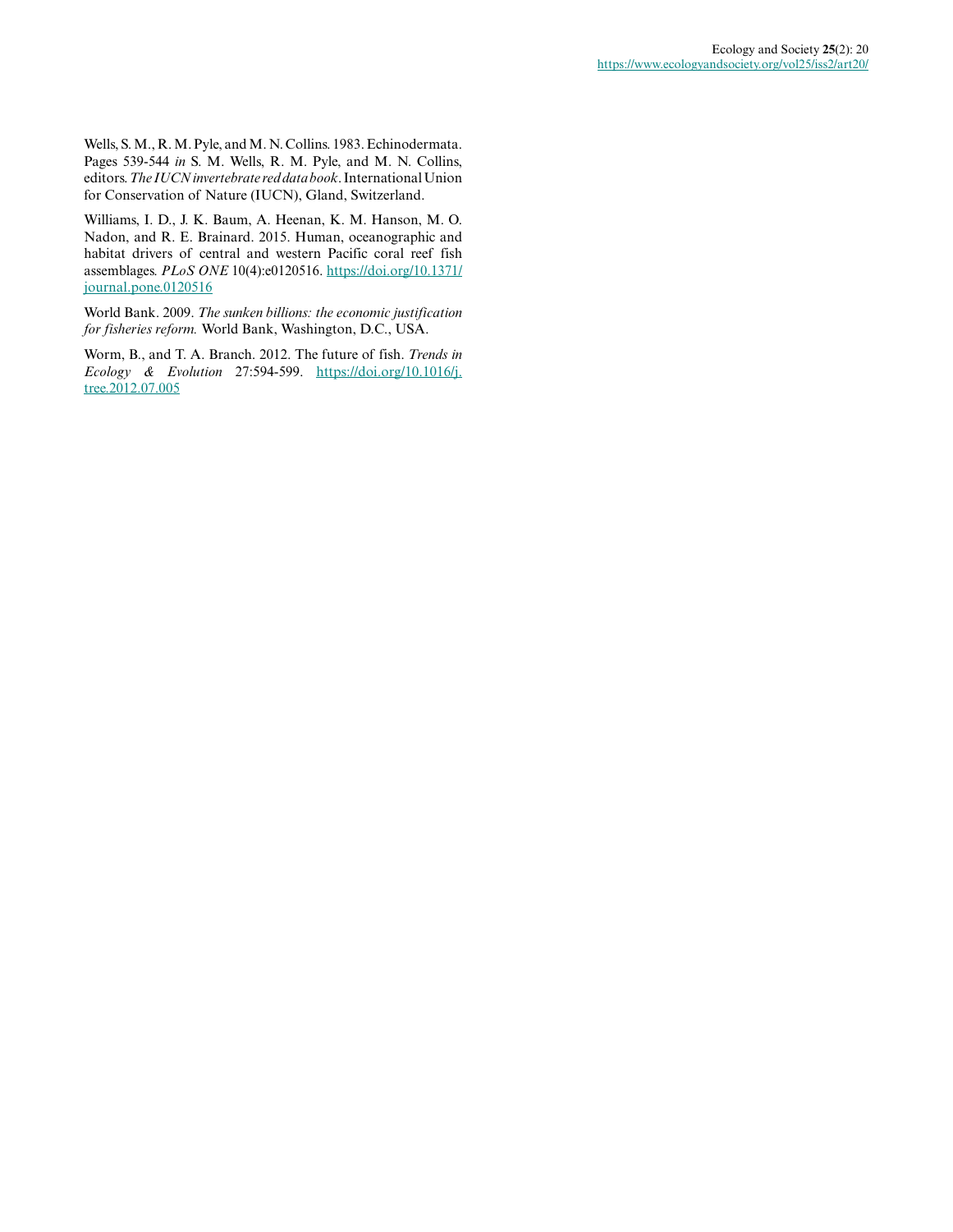Wells, S. M., R. M. Pyle, and M. N. Collins. 1983. Echinodermata. Pages 539-544 *in* S. M. Wells, R. M. Pyle, and M. N. Collins, editors. *The IUCN invertebrate red data book*. International Union for Conservation of Nature (IUCN), Gland, Switzerland.

Williams, I. D., J. K. Baum, A. Heenan, K. M. Hanson, M. O. Nadon, and R. E. Brainard. 2015. Human, oceanographic and habitat drivers of central and western Pacific coral reef fish assemblages. *PLoS ONE* 10(4):e0120516. https://doi.org/10.1371/journal.pone.0120516

World Bank. 2009. *The sunken billions: the economic justification for fisheries reform.* World Bank, Washington, D.C., USA.

Worm, B., and T. A. Branch. 2012. The future of fish. *Trends in Ecology & Evolution* 27:594-599. https://doi.org/10.1016/j.tree.2012.07.005